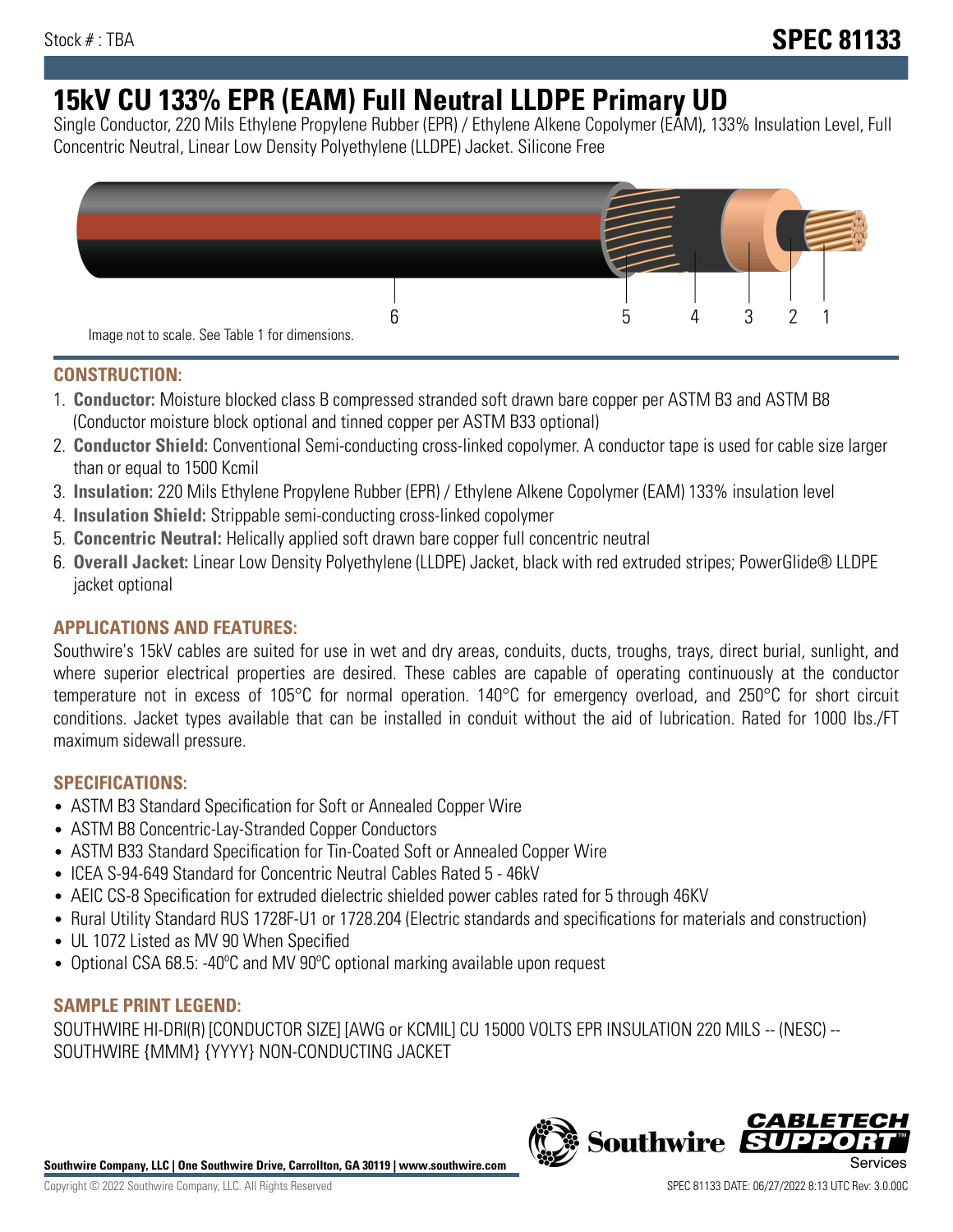Stock # : TBA

# SPEC 81133

# 15kV CU 133% EPR (EAM) Full Neutral LLDPE Primary UD

Single Conductor, 220 Mils Ethylene Propylene Rubber (EPR) / Ethylene Alkene Copolymer (EAM), 133% Insulation Level, Full Concentric Neutral, Linear Low Density Polyethylene (LLDPE) Jacket. Silicone Free

6 5 4 3 2 1

Image not to scale. See Table 1 for dimensions.

## CONSTRUCTION:

1. **Conductor:** Moisture blocked class B compressed stranded soft drawn bare copper per ASTM B3 and ASTM B8 (Conductor moisture block optional and tinned copper per ASTM B33 optional)
2. **Conductor Shield:** Conventional Semi-conducting cross-linked copolymer. A conductor tape is used for cable size larger than or equal to 1500 Kcmil
3. **Insulation:** 220 Mils Ethylene Propylene Rubber (EPR) / Ethylene Alkene Copolymer (EAM) 133% insulation level
4. **Insulation Shield:** Strippable semi-conducting cross-linked copolymer
5. **Concentric Neutral:** Helically applied soft drawn bare copper full concentric neutral
6. **Overall Jacket:** Linear Low Density Polyethylene (LLDPE) Jacket, black with red extruded stripes; PowerGlide® LLDPE jacket optional

## APPLICATIONS AND FEATURES:

Southwire's 15kV cables are suited for use in wet and dry areas, conduits, ducts, troughs, trays, direct burial, sunlight, and where superior electrical properties are desired. These cables are capable of operating continuously at the conductor temperature not in excess of 105°C for normal operation. 140°C for emergency overload, and 250°C for short circuit conditions. Jacket types available that can be installed in conduit without the aid of lubrication. Rated for 1000 lbs./FT maximum sidewall pressure.

## SPECIFICATIONS:

- ASTM B3 Standard Specification for Soft or Annealed Copper Wire
- ASTM B8 Concentric-Lay-Stranded Copper Conductors
- ASTM B33 Standard Specification for Tin-Coated Soft or Annealed Copper Wire
- ICEA S-94-649 Standard for Concentric Neutral Cables Rated 5 - 46kV
- AEIC CS-8 Specification for extruded dielectric shielded power cables rated for 5 through 46KV
- Rural Utility Standard RUS 1728F-U1 or 1728.204 (Electric standards and specifications for materials and construction)
- UL 1072 Listed as MV 90 When Specified
- Optional CSA 68.5: -40ºC and MV 90ºC optional marking available upon request

## SAMPLE PRINT LEGEND:

SOUTHWIRE HI-DRI(R) [CONDUCTOR SIZE] [AWG or KCMIL] CU 15000 VOLTS EPR INSULATION 220 MILS -- (NESC) -- SOUTHWIRE {MMM} {YYYY} NON-CONDUCTING JACKET

**Southwire Company, LLC | One Southwire Drive, Carrollton, GA 30119 | www.southwire.com**

Copyright © 2022 Southwire Company, LLC. All Rights Reserved

SPEC 81133 DATE: 06/27/2022 8:13 UTC Rev: 3.0.00C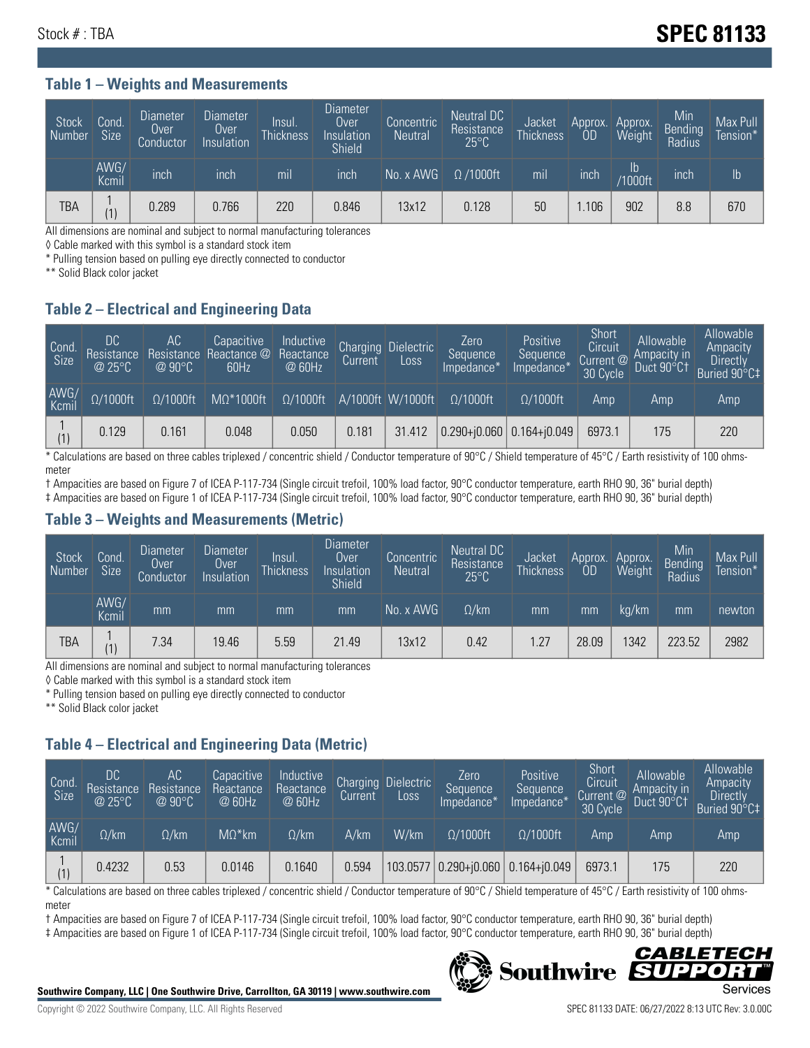Stock # : TBA

# SPEC 81133

### Table 1 – Weights and Measurements

| Stock Number | Cond. Size | Diameter Over Conductor | Diameter Over Insulation | Insul. Thickness | Diameter Over Insulation Shield | Concentric Neutral | Neutral DC Resistance 25°C | Jacket Thickness | Approx. OD | Approx. Weight | Min Bending Radius | Max Pull Tension* |
|---|---|---|---|---|---|---|---|---|---|---|---|---|
| | AWG/ Kcmil | inch | inch | mil | inch | No. x AWG | Ω /1000ft | mil | inch | lb /1000ft | inch | lb |
| TBA | 1 (1) | 0.289 | 0.766 | 220 | 0.846 | 13x12 | 0.128 | 50 | 1.106 | 902 | 8.8 | 670 |

All dimensions are nominal and subject to normal manufacturing tolerances

◊ Cable marked with this symbol is a standard stock item

* Pulling tension based on pulling eye directly connected to conductor

** Solid Black color jacket

### Table 2 – Electrical and Engineering Data

| Cond. Size | DC Resistance @ 25°C | AC Resistance @ 90°C | Capacitive Reactance @ 60Hz | Inductive Reactance @ 60Hz | Charging Current | Dielectric Loss | Zero Sequence Impedance* | Positive Sequence Impedance* | Short Circuit Current @ 30 Cycle | Allowable Ampacity in Duct 90°C† | Allowable Ampacity Directly Buried 90°C‡ |
|---|---|---|---|---|---|---|---|---|---|---|---|
| AWG/ Kcmil | Ω/1000ft | Ω/1000ft | MΩ*1000ft | Ω/1000ft | A/1000ft | W/1000ft | Ω/1000ft | Ω/1000ft | Amp | Amp | Amp |
| 1 (1) | 0.129 | 0.161 | 0.048 | 0.050 | 0.181 | 31.412 | 0.290+j0.060 | 0.164+j0.049 | 6973.1 | 175 | 220 |

* Calculations are based on three cables triplexed / concentric shield / Conductor temperature of 90°C / Shield temperature of 45°C / Earth resistivity of 100 ohms-meter

† Ampacities are based on Figure 7 of ICEA P-117-734 (Single circuit trefoil, 100% load factor, 90°C conductor temperature, earth RHO 90, 36" burial depth)

‡ Ampacities are based on Figure 1 of ICEA P-117-734 (Single circuit trefoil, 100% load factor, 90°C conductor temperature, earth RHO 90, 36" burial depth)

### Table 3 – Weights and Measurements (Metric)

| Stock Number | Cond. Size | Diameter Over Conductor | Diameter Over Insulation | Insul. Thickness | Diameter Over Insulation Shield | Concentric Neutral | Neutral DC Resistance 25°C | Jacket Thickness | Approx. OD | Approx. Weight | Min Bending Radius | Max Pull Tension* |
|---|---|---|---|---|---|---|---|---|---|---|---|---|
| | AWG/ Kcmil | mm | mm | mm | mm | No. x AWG | Ω/km | mm | mm | kg/km | mm | newton |
| TBA | 1 (1) | 7.34 | 19.46 | 5.59 | 21.49 | 13x12 | 0.42 | 1.27 | 28.09 | 1342 | 223.52 | 2982 |

All dimensions are nominal and subject to normal manufacturing tolerances

◊ Cable marked with this symbol is a standard stock item

* Pulling tension based on pulling eye directly connected to conductor

** Solid Black color jacket

### Table 4 – Electrical and Engineering Data (Metric)

| Cond. Size | DC Resistance @ 25°C | AC Resistance @ 90°C | Capacitive Reactance @ 60Hz | Inductive Reactance @ 60Hz | Charging Current | Dielectric Loss | Zero Sequence Impedance* | Positive Sequence Impedance* | Short Circuit Current @ 30 Cycle | Allowable Ampacity in Duct 90°C† | Allowable Ampacity Directly Buried 90°C‡ |
|---|---|---|---|---|---|---|---|---|---|---|---|
| AWG/ Kcmil | Ω/km | Ω/km | MΩ*km | Ω/km | A/km | W/km | Ω/1000ft | Ω/1000ft | Amp | Amp | Amp |
| 1 (1) | 0.4232 | 0.53 | 0.0146 | 0.1640 | 0.594 | 103.0577 | 0.290+j0.060 | 0.164+j0.049 | 6973.1 | 175 | 220 |

* Calculations are based on three cables triplexed / concentric shield / Conductor temperature of 90°C / Shield temperature of 45°C / Earth resistivity of 100 ohms-meter

† Ampacities are based on Figure 7 of ICEA P-117-734 (Single circuit trefoil, 100% load factor, 90°C conductor temperature, earth RHO 90, 36" burial depth)

‡ Ampacities are based on Figure 1 of ICEA P-117-734 (Single circuit trefoil, 100% load factor, 90°C conductor temperature, earth RHO 90, 36" burial depth)

**Southwire Company, LLC | One Southwire Drive, Carrollton, GA 30119 | www.southwire.com**

Southwire CABLETECH SUPPORT Services

Copyright © 2022 Southwire Company, LLC. All Rights Reserved

SPEC 81133 DATE: 06/27/2022 8:13 UTC Rev: 3.0.00C